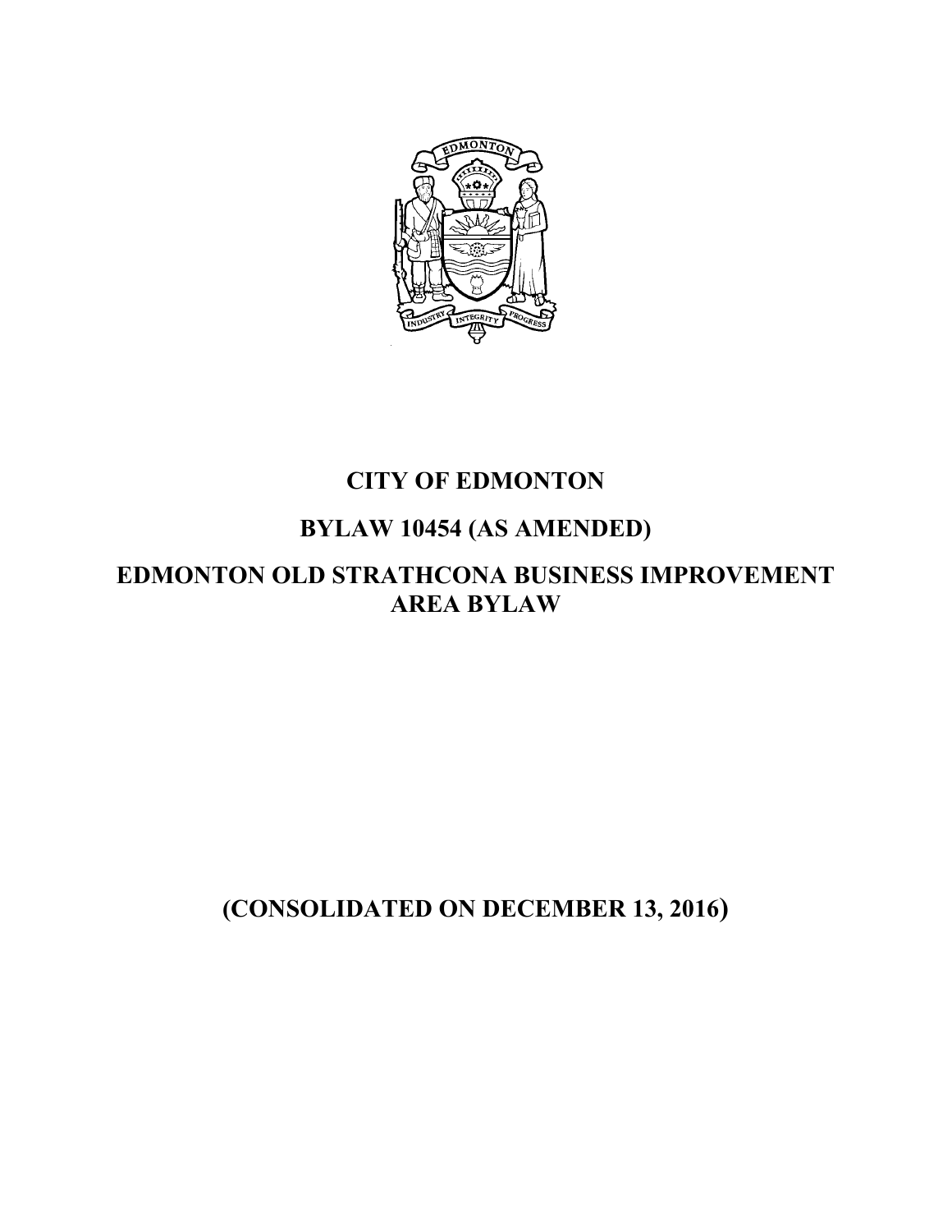# CITY OF EDMONTON

# BYLAW 10454 (AS AMENDED)

# EDMONTON OLD STRATHCONA BUSINESS IMPROVEMENT AREA BYLAW

**(CONSOLIDATED ON DECEMBER 13, 2016)**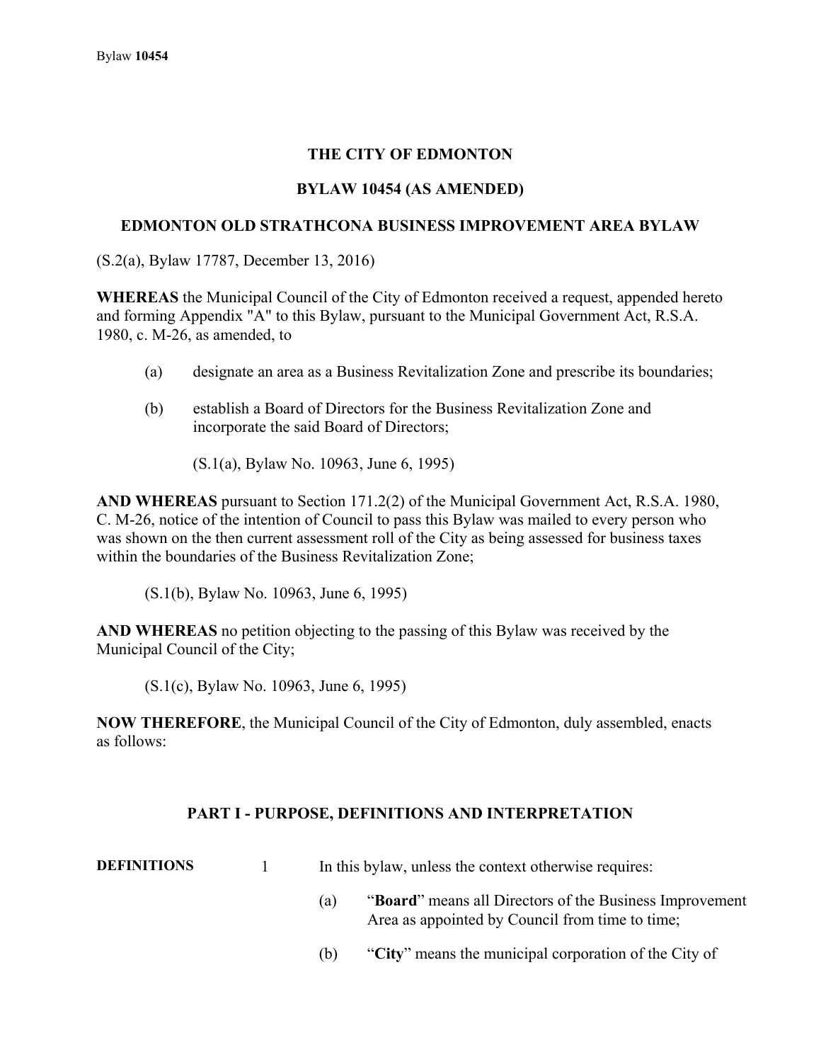# THE CITY OF EDMONTON

## BYLAW 10454 (AS AMENDED)

## EDMONTON OLD STRATHCONA BUSINESS IMPROVEMENT AREA BYLAW

(S.2(a), Bylaw 17787, December 13, 2016)

**WHEREAS** the Municipal Council of the City of Edmonton received a request, appended hereto and forming Appendix "A" to this Bylaw, pursuant to the Municipal Government Act, R.S.A. 1980, c. M-26, as amended, to

(a) designate an area as a Business Revitalization Zone and prescribe its boundaries;

(b) establish a Board of Directors for the Business Revitalization Zone and incorporate the said Board of Directors;

(S.1(a), Bylaw No. 10963, June 6, 1995)

**AND WHEREAS** pursuant to Section 171.2(2) of the Municipal Government Act, R.S.A. 1980, C. M-26, notice of the intention of Council to pass this Bylaw was mailed to every person who was shown on the then current assessment roll of the City as being assessed for business taxes within the boundaries of the Business Revitalization Zone;

(S.1(b), Bylaw No. 10963, June 6, 1995)

**AND WHEREAS** no petition objecting to the passing of this Bylaw was received by the Municipal Council of the City;

(S.1(c), Bylaw No. 10963, June 6, 1995)

**NOW THEREFORE**, the Municipal Council of the City of Edmonton, duly assembled, enacts as follows:

## PART I - PURPOSE, DEFINITIONS AND INTERPRETATION

**DEFINITIONS**

1 In this bylaw, unless the context otherwise requires:

(a) "**Board**" means all Directors of the Business Improvement Area as appointed by Council from time to time;

(b) "**City**" means the municipal corporation of the City of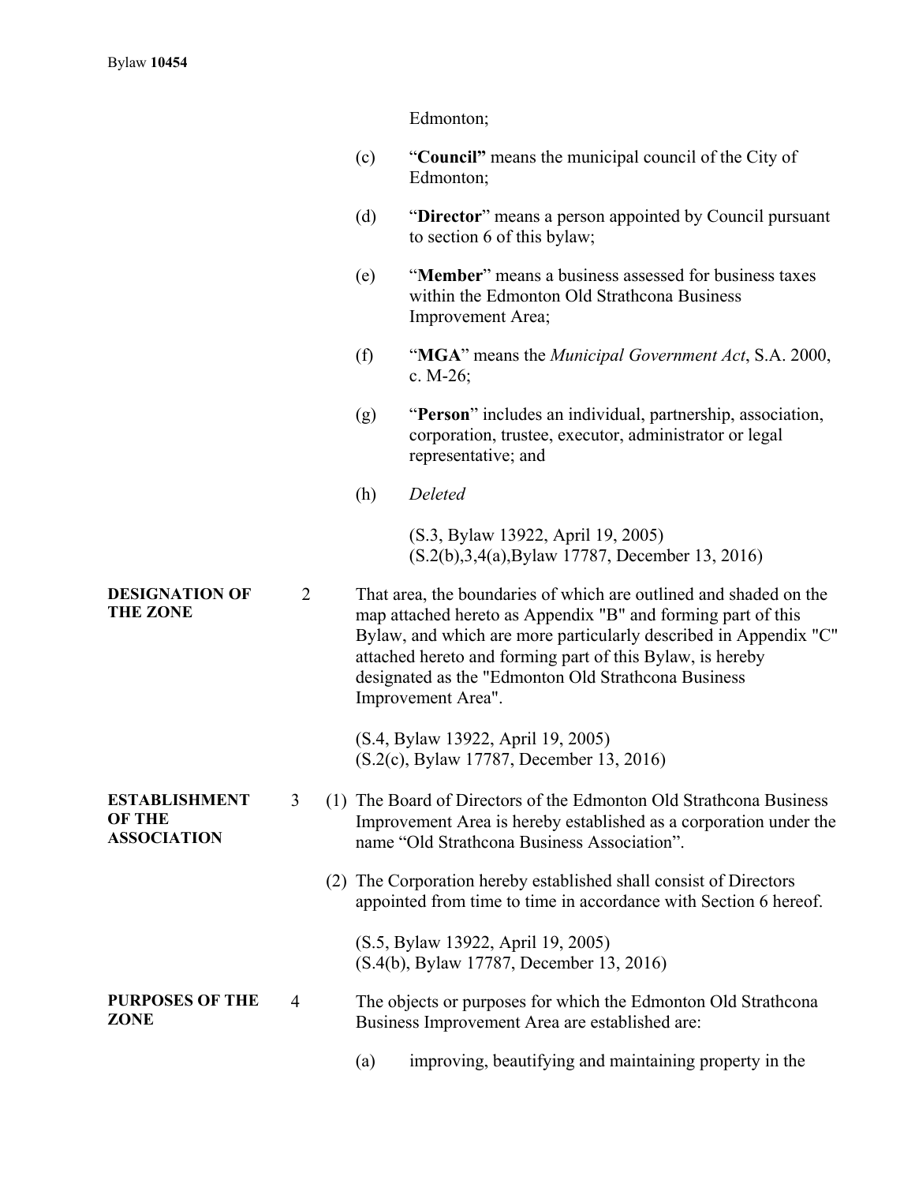Edmonton;

(c) "**Council"** means the municipal council of the City of Edmonton;

(d) "**Director**" means a person appointed by Council pursuant to section 6 of this bylaw;

(e) "**Member**" means a business assessed for business taxes within the Edmonton Old Strathcona Business Improvement Area;

(f) "**MGA**" means the *Municipal Government Act*, S.A. 2000, c. M-26;

(g) "**Person**" includes an individual, partnership, association, corporation, trustee, executor, administrator or legal representative; and

(h) *Deleted*

(S.3, Bylaw 13922, April 19, 2005)
(S.2(b),3,4(a),Bylaw 17787, December 13, 2016)

**DESIGNATION OF THE ZONE**

2 That area, the boundaries of which are outlined and shaded on the map attached hereto as Appendix "B" and forming part of this Bylaw, and which are more particularly described in Appendix "C" attached hereto and forming part of this Bylaw, is hereby designated as the "Edmonton Old Strathcona Business Improvement Area".

(S.4, Bylaw 13922, April 19, 2005)
(S.2(c), Bylaw 17787, December 13, 2016)

**ESTABLISHMENT OF THE ASSOCIATION**

3 (1) The Board of Directors of the Edmonton Old Strathcona Business Improvement Area is hereby established as a corporation under the name "Old Strathcona Business Association".

(2) The Corporation hereby established shall consist of Directors appointed from time to time in accordance with Section 6 hereof.

(S.5, Bylaw 13922, April 19, 2005)
(S.4(b), Bylaw 17787, December 13, 2016)

**PURPOSES OF THE ZONE**

4 The objects or purposes for which the Edmonton Old Strathcona Business Improvement Area are established are:

(a) improving, beautifying and maintaining property in the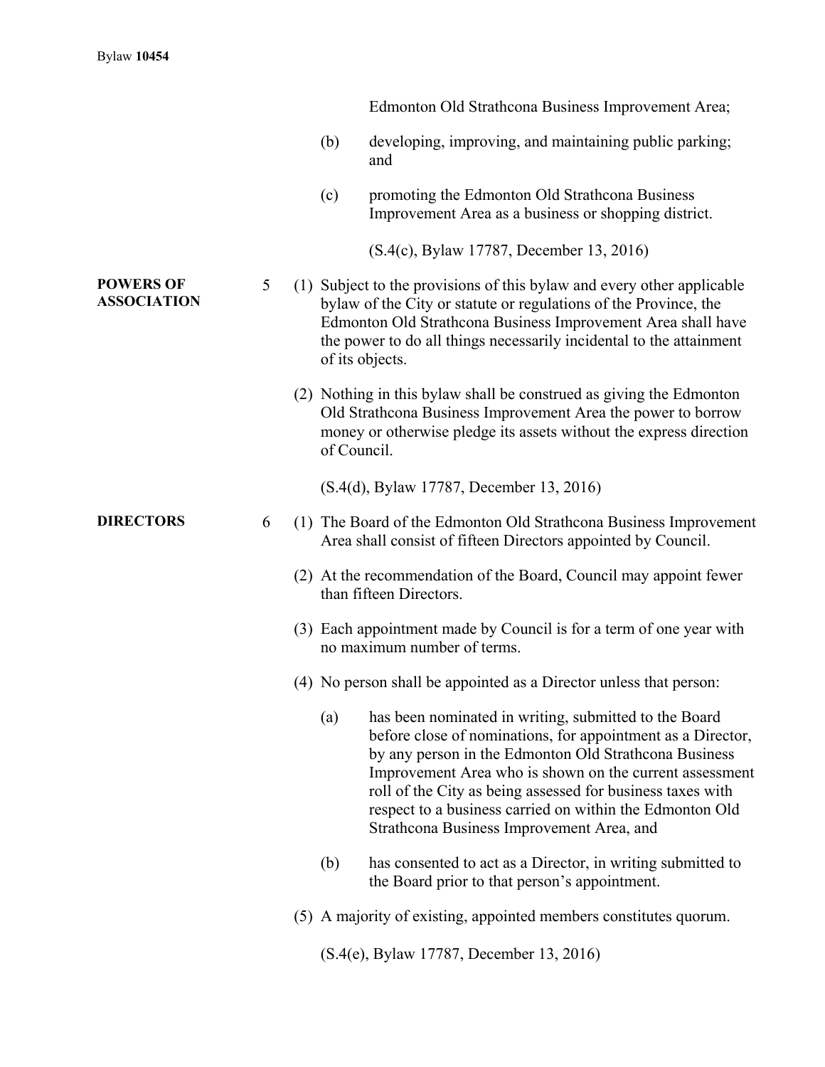Edmonton Old Strathcona Business Improvement Area;

(b) developing, improving, and maintaining public parking; and

(c) promoting the Edmonton Old Strathcona Business Improvement Area as a business or shopping district.

(S.4(c), Bylaw 17787, December 13, 2016)

**POWERS OF ASSOCIATION**

5 (1) Subject to the provisions of this bylaw and every other applicable bylaw of the City or statute or regulations of the Province, the Edmonton Old Strathcona Business Improvement Area shall have the power to do all things necessarily incidental to the attainment of its objects.

(2) Nothing in this bylaw shall be construed as giving the Edmonton Old Strathcona Business Improvement Area the power to borrow money or otherwise pledge its assets without the express direction of Council.

(S.4(d), Bylaw 17787, December 13, 2016)

**DIRECTORS**

6 (1) The Board of the Edmonton Old Strathcona Business Improvement Area shall consist of fifteen Directors appointed by Council.

(2) At the recommendation of the Board, Council may appoint fewer than fifteen Directors.

(3) Each appointment made by Council is for a term of one year with no maximum number of terms.

(4) No person shall be appointed as a Director unless that person:

(a) has been nominated in writing, submitted to the Board before close of nominations, for appointment as a Director, by any person in the Edmonton Old Strathcona Business Improvement Area who is shown on the current assessment roll of the City as being assessed for business taxes with respect to a business carried on within the Edmonton Old Strathcona Business Improvement Area, and

(b) has consented to act as a Director, in writing submitted to the Board prior to that person's appointment.

(5) A majority of existing, appointed members constitutes quorum.

(S.4(e), Bylaw 17787, December 13, 2016)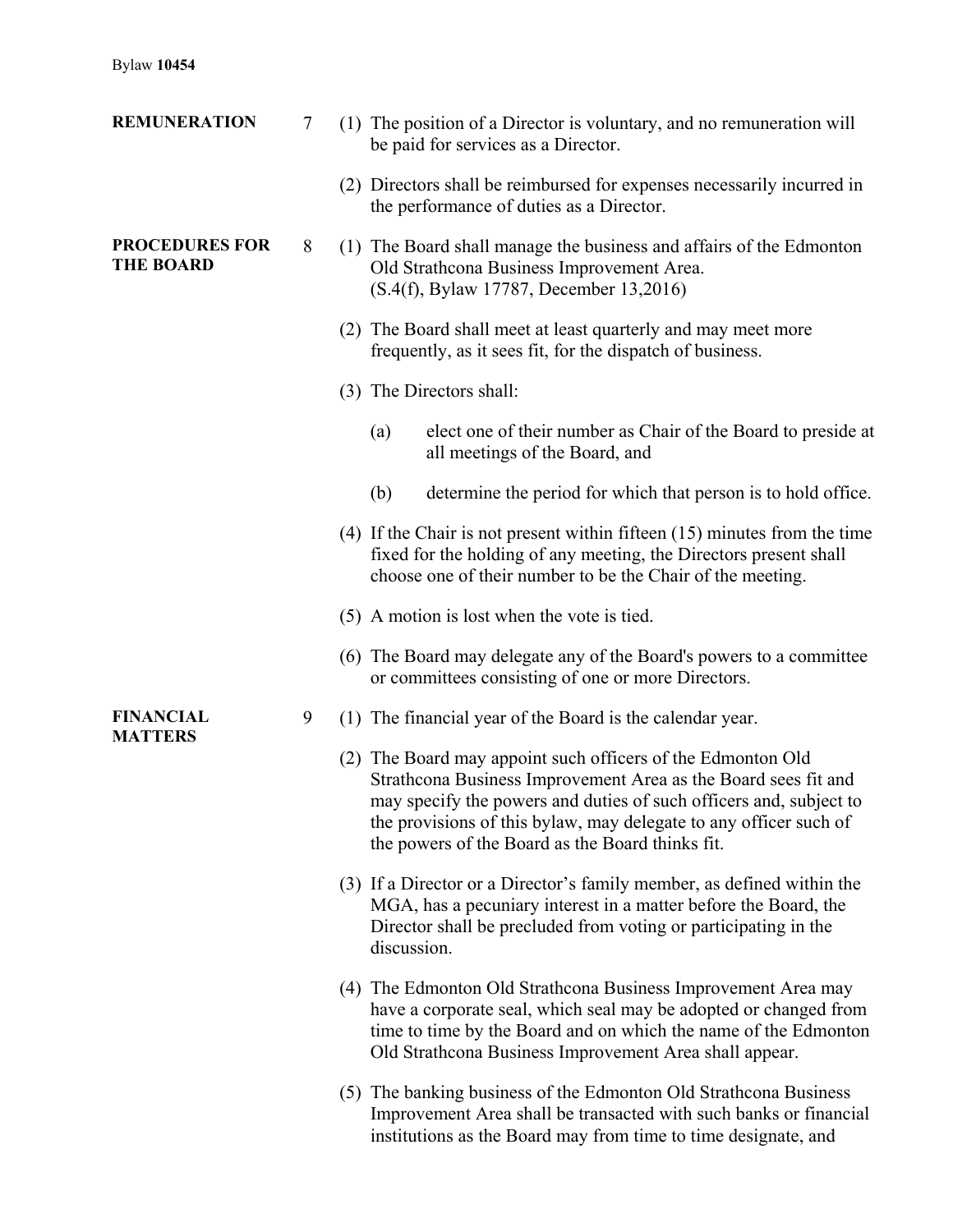**REMUNERATION**

7 (1) The position of a Director is voluntary, and no remuneration will be paid for services as a Director.

(2) Directors shall be reimbursed for expenses necessarily incurred in the performance of duties as a Director.

**PROCEDURES FOR THE BOARD**

8 (1) The Board shall manage the business and affairs of the Edmonton Old Strathcona Business Improvement Area.
(S.4(f), Bylaw 17787, December 13,2016)

(2) The Board shall meet at least quarterly and may meet more frequently, as it sees fit, for the dispatch of business.

(3) The Directors shall:

(a) elect one of their number as Chair of the Board to preside at all meetings of the Board, and

(b) determine the period for which that person is to hold office.

(4) If the Chair is not present within fifteen (15) minutes from the time fixed for the holding of any meeting, the Directors present shall choose one of their number to be the Chair of the meeting.

(5) A motion is lost when the vote is tied.

(6) The Board may delegate any of the Board's powers to a committee or committees consisting of one or more Directors.

**FINANCIAL MATTERS**

9 (1) The financial year of the Board is the calendar year.

(2) The Board may appoint such officers of the Edmonton Old Strathcona Business Improvement Area as the Board sees fit and may specify the powers and duties of such officers and, subject to the provisions of this bylaw, may delegate to any officer such of the powers of the Board as the Board thinks fit.

(3) If a Director or a Director's family member, as defined within the MGA, has a pecuniary interest in a matter before the Board, the Director shall be precluded from voting or participating in the discussion.

(4) The Edmonton Old Strathcona Business Improvement Area may have a corporate seal, which seal may be adopted or changed from time to time by the Board and on which the name of the Edmonton Old Strathcona Business Improvement Area shall appear.

(5) The banking business of the Edmonton Old Strathcona Business Improvement Area shall be transacted with such banks or financial institutions as the Board may from time to time designate, and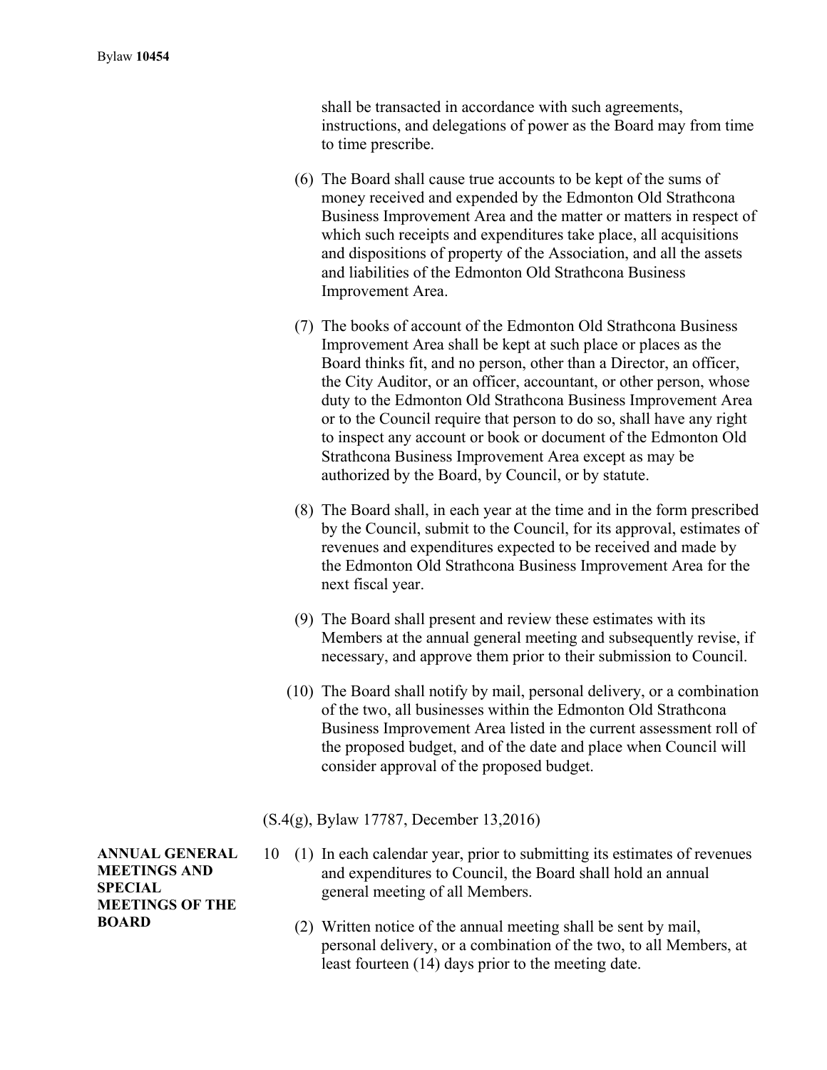shall be transacted in accordance with such agreements, instructions, and delegations of power as the Board may from time to time prescribe.

(6) The Board shall cause true accounts to be kept of the sums of money received and expended by the Edmonton Old Strathcona Business Improvement Area and the matter or matters in respect of which such receipts and expenditures take place, all acquisitions and dispositions of property of the Association, and all the assets and liabilities of the Edmonton Old Strathcona Business Improvement Area.

(7) The books of account of the Edmonton Old Strathcona Business Improvement Area shall be kept at such place or places as the Board thinks fit, and no person, other than a Director, an officer, the City Auditor, or an officer, accountant, or other person, whose duty to the Edmonton Old Strathcona Business Improvement Area or to the Council require that person to do so, shall have any right to inspect any account or book or document of the Edmonton Old Strathcona Business Improvement Area except as may be authorized by the Board, by Council, or by statute.

(8) The Board shall, in each year at the time and in the form prescribed by the Council, submit to the Council, for its approval, estimates of revenues and expenditures expected to be received and made by the Edmonton Old Strathcona Business Improvement Area for the next fiscal year.

(9) The Board shall present and review these estimates with its Members at the annual general meeting and subsequently revise, if necessary, and approve them prior to their submission to Council.

(10) The Board shall notify by mail, personal delivery, or a combination of the two, all businesses within the Edmonton Old Strathcona Business Improvement Area listed in the current assessment roll of the proposed budget, and of the date and place when Council will consider approval of the proposed budget.

(S.4(g), Bylaw 17787, December 13,2016)

**ANNUAL GENERAL MEETINGS AND SPECIAL MEETINGS OF THE BOARD**

10 (1) In each calendar year, prior to submitting its estimates of revenues and expenditures to Council, the Board shall hold an annual general meeting of all Members.

(2) Written notice of the annual meeting shall be sent by mail, personal delivery, or a combination of the two, to all Members, at least fourteen (14) days prior to the meeting date.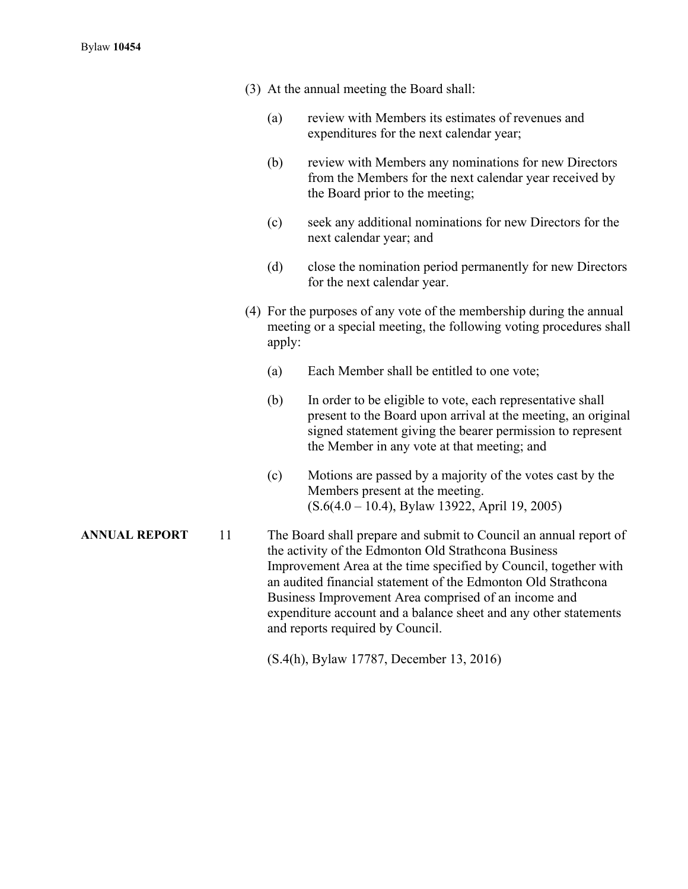(3) At the annual meeting the Board shall:

(a) review with Members its estimates of revenues and expenditures for the next calendar year;

(b) review with Members any nominations for new Directors from the Members for the next calendar year received by the Board prior to the meeting;

(c) seek any additional nominations for new Directors for the next calendar year; and

(d) close the nomination period permanently for new Directors for the next calendar year.

(4) For the purposes of any vote of the membership during the annual meeting or a special meeting, the following voting procedures shall apply:

(a) Each Member shall be entitled to one vote;

(b) In order to be eligible to vote, each representative shall present to the Board upon arrival at the meeting, an original signed statement giving the bearer permission to represent the Member in any vote at that meeting; and

(c) Motions are passed by a majority of the votes cast by the Members present at the meeting.
(S.6(4.0 – 10.4), Bylaw 13922, April 19, 2005)

**ANNUAL REPORT**

11 The Board shall prepare and submit to Council an annual report of the activity of the Edmonton Old Strathcona Business Improvement Area at the time specified by Council, together with an audited financial statement of the Edmonton Old Strathcona Business Improvement Area comprised of an income and expenditure account and a balance sheet and any other statements and reports required by Council.

(S.4(h), Bylaw 17787, December 13, 2016)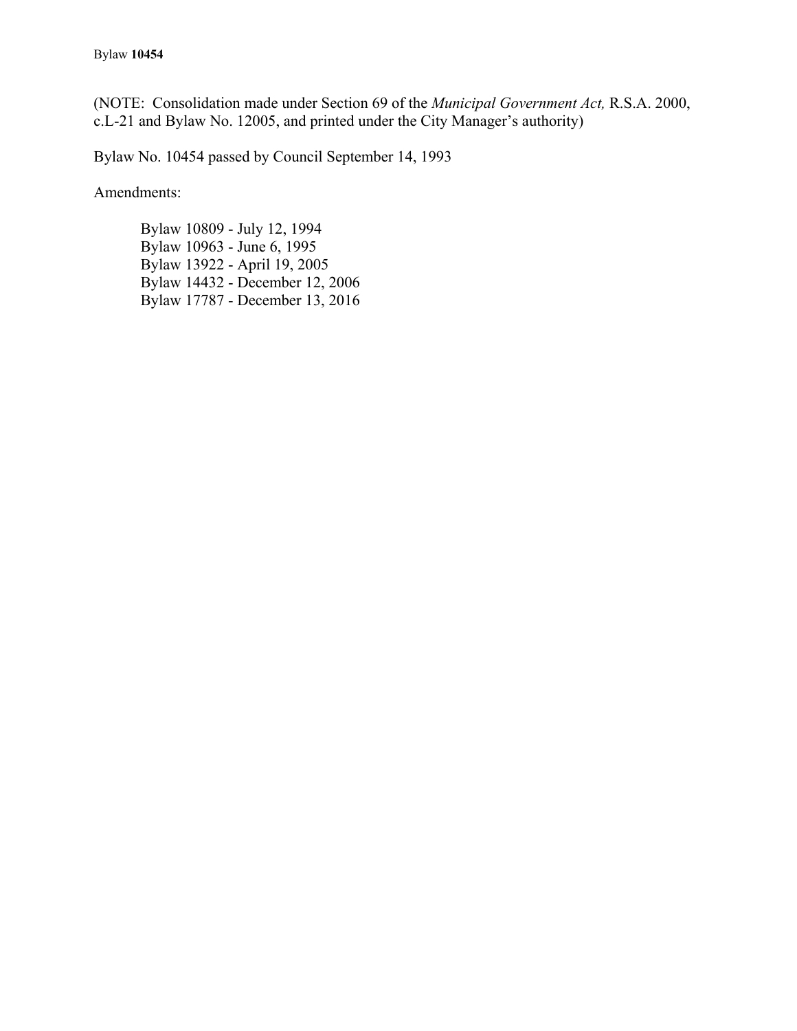(NOTE: Consolidation made under Section 69 of the *Municipal Government Act,* R.S.A. 2000, c.L-21 and Bylaw No. 12005, and printed under the City Manager's authority)

Bylaw No. 10454 passed by Council September 14, 1993

Amendments:

- Bylaw 10809 - July 12, 1994
- Bylaw 10963 - June 6, 1995
- Bylaw 13922 - April 19, 2005
- Bylaw 14432 - December 12, 2006
- Bylaw 17787 - December 13, 2016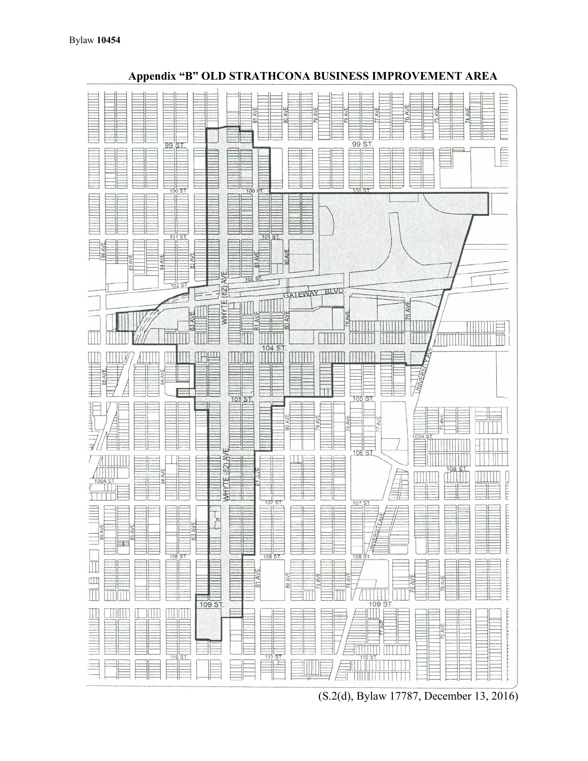Bylaw **10454**

## Appendix "B" OLD STRATHCONA BUSINESS IMPROVEMENT AREA

(S.2(d), Bylaw 17787, December 13, 2016)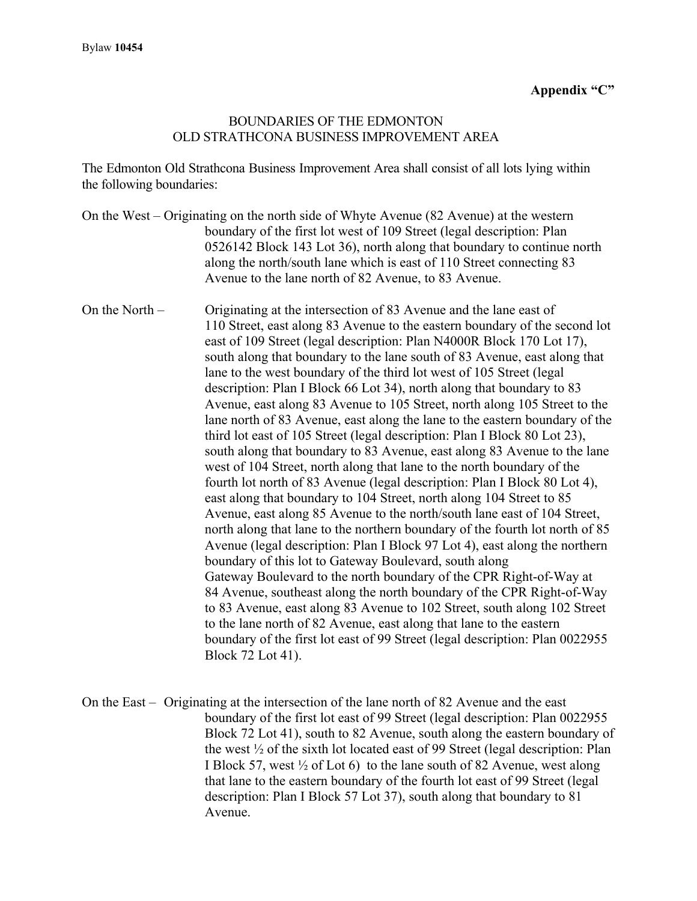**Appendix "C"**

BOUNDARIES OF THE EDMONTON
OLD STRATHCONA BUSINESS IMPROVEMENT AREA

The Edmonton Old Strathcona Business Improvement Area shall consist of all lots lying within the following boundaries:

On the West – Originating on the north side of Whyte Avenue (82 Avenue) at the western boundary of the first lot west of 109 Street (legal description: Plan 0526142 Block 143 Lot 36), north along that boundary to continue north along the north/south lane which is east of 110 Street connecting 83 Avenue to the lane north of 82 Avenue, to 83 Avenue.

On the North – Originating at the intersection of 83 Avenue and the lane east of 110 Street, east along 83 Avenue to the eastern boundary of the second lot east of 109 Street (legal description: Plan N4000R Block 170 Lot 17), south along that boundary to the lane south of 83 Avenue, east along that lane to the west boundary of the third lot west of 105 Street (legal description: Plan I Block 66 Lot 34), north along that boundary to 83 Avenue, east along 83 Avenue to 105 Street, north along 105 Street to the lane north of 83 Avenue, east along the lane to the eastern boundary of the third lot east of 105 Street (legal description: Plan I Block 80 Lot 23), south along that boundary to 83 Avenue, east along 83 Avenue to the lane west of 104 Street, north along that lane to the north boundary of the fourth lot north of 83 Avenue (legal description: Plan I Block 80 Lot 4), east along that boundary to 104 Street, north along 104 Street to 85 Avenue, east along 85 Avenue to the north/south lane east of 104 Street, north along that lane to the northern boundary of the fourth lot north of 85 Avenue (legal description: Plan I Block 97 Lot 4), east along the northern boundary of this lot to Gateway Boulevard, south along Gateway Boulevard to the north boundary of the CPR Right-of-Way at 84 Avenue, southeast along the north boundary of the CPR Right-of-Way to 83 Avenue, east along 83 Avenue to 102 Street, south along 102 Street to the lane north of 82 Avenue, east along that lane to the eastern boundary of the first lot east of 99 Street (legal description: Plan 0022955 Block 72 Lot 41).

On the East – Originating at the intersection of the lane north of 82 Avenue and the east boundary of the first lot east of 99 Street (legal description: Plan 0022955 Block 72 Lot 41), south to 82 Avenue, south along the eastern boundary of the west ½ of the sixth lot located east of 99 Street (legal description: Plan I Block 57, west ½ of Lot 6) to the lane south of 82 Avenue, west along that lane to the eastern boundary of the fourth lot east of 99 Street (legal description: Plan I Block 57 Lot 37), south along that boundary to 81 Avenue.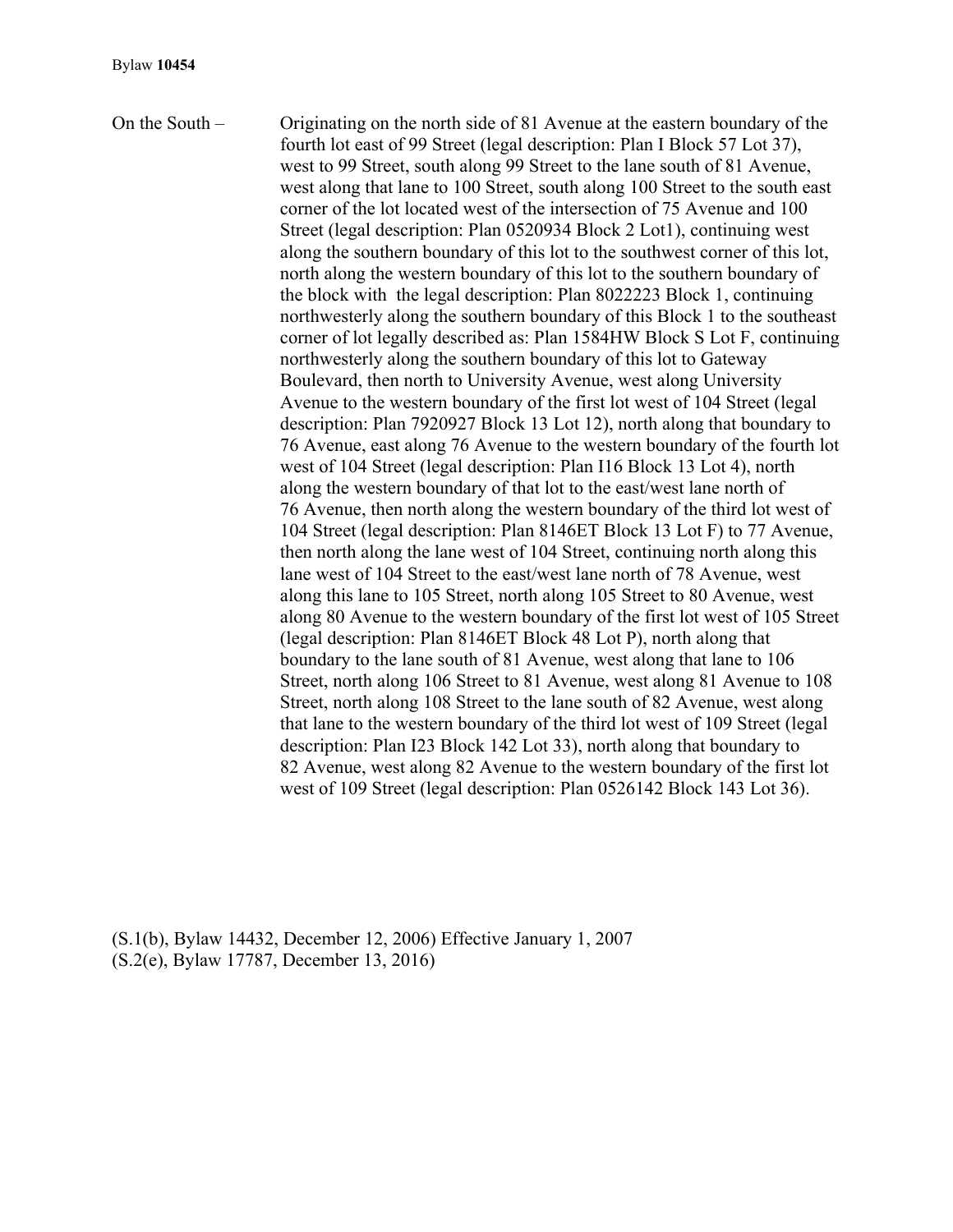On the South – Originating on the north side of 81 Avenue at the eastern boundary of the fourth lot east of 99 Street (legal description: Plan I Block 57 Lot 37), west to 99 Street, south along 99 Street to the lane south of 81 Avenue, west along that lane to 100 Street, south along 100 Street to the south east corner of the lot located west of the intersection of 75 Avenue and 100 Street (legal description: Plan 0520934 Block 2 Lot1), continuing west along the southern boundary of this lot to the southwest corner of this lot, north along the western boundary of this lot to the southern boundary of the block with the legal description: Plan 8022223 Block 1, continuing northwesterly along the southern boundary of this Block 1 to the southeast corner of lot legally described as: Plan 1584HW Block S Lot F, continuing northwesterly along the southern boundary of this lot to Gateway Boulevard, then north to University Avenue, west along University Avenue to the western boundary of the first lot west of 104 Street (legal description: Plan 7920927 Block 13 Lot 12), north along that boundary to 76 Avenue, east along 76 Avenue to the western boundary of the fourth lot west of 104 Street (legal description: Plan I16 Block 13 Lot 4), north along the western boundary of that lot to the east/west lane north of 76 Avenue, then north along the western boundary of the third lot west of 104 Street (legal description: Plan 8146ET Block 13 Lot F) to 77 Avenue, then north along the lane west of 104 Street, continuing north along this lane west of 104 Street to the east/west lane north of 78 Avenue, west along this lane to 105 Street, north along 105 Street to 80 Avenue, west along 80 Avenue to the western boundary of the first lot west of 105 Street (legal description: Plan 8146ET Block 48 Lot P), north along that boundary to the lane south of 81 Avenue, west along that lane to 106 Street, north along 106 Street to 81 Avenue, west along 81 Avenue to 108 Street, north along 108 Street to the lane south of 82 Avenue, west along that lane to the western boundary of the third lot west of 109 Street (legal description: Plan I23 Block 142 Lot 33), north along that boundary to 82 Avenue, west along 82 Avenue to the western boundary of the first lot west of 109 Street (legal description: Plan 0526142 Block 143 Lot 36).

(S.1(b), Bylaw 14432, December 12, 2006) Effective January 1, 2007
(S.2(e), Bylaw 17787, December 13, 2016)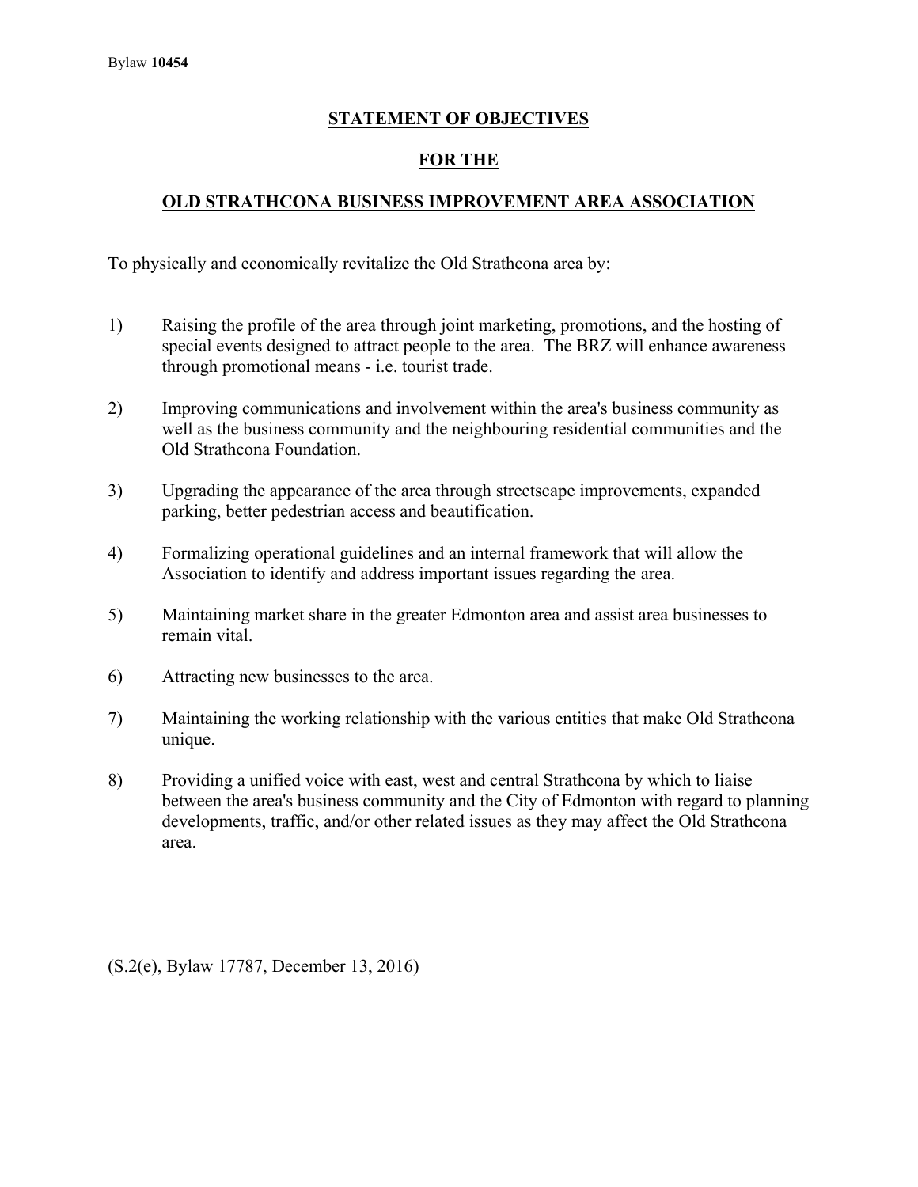Bylaw **10454**

## STATEMENT OF OBJECTIVES

## FOR THE

## OLD STRATHCONA BUSINESS IMPROVEMENT AREA ASSOCIATION

To physically and economically revitalize the Old Strathcona area by:

1) Raising the profile of the area through joint marketing, promotions, and the hosting of special events designed to attract people to the area. The BRZ will enhance awareness through promotional means - i.e. tourist trade.

2) Improving communications and involvement within the area's business community as well as the business community and the neighbouring residential communities and the Old Strathcona Foundation.

3) Upgrading the appearance of the area through streetscape improvements, expanded parking, better pedestrian access and beautification.

4) Formalizing operational guidelines and an internal framework that will allow the Association to identify and address important issues regarding the area.

5) Maintaining market share in the greater Edmonton area and assist area businesses to remain vital.

6) Attracting new businesses to the area.

7) Maintaining the working relationship with the various entities that make Old Strathcona unique.

8) Providing a unified voice with east, west and central Strathcona by which to liaise between the area's business community and the City of Edmonton with regard to planning developments, traffic, and/or other related issues as they may affect the Old Strathcona area.

(S.2(e), Bylaw 17787, December 13, 2016)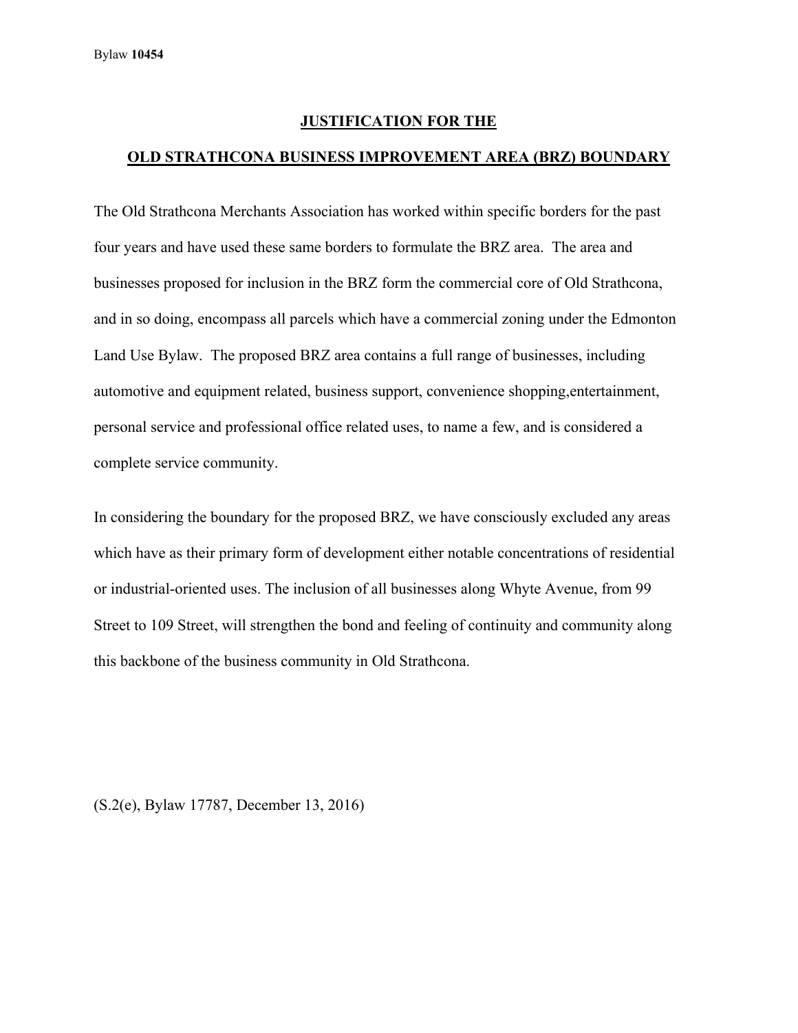Bylaw **10454**

## JUSTIFICATION FOR THE
## OLD STRATHCONA BUSINESS IMPROVEMENT AREA (BRZ) BOUNDARY

The Old Strathcona Merchants Association has worked within specific borders for the past four years and have used these same borders to formulate the BRZ area. The area and businesses proposed for inclusion in the BRZ form the commercial core of Old Strathcona, and in so doing, encompass all parcels which have a commercial zoning under the Edmonton Land Use Bylaw. The proposed BRZ area contains a full range of businesses, including automotive and equipment related, business support, convenience shopping,entertainment, personal service and professional office related uses, to name a few, and is considered a complete service community.

In considering the boundary for the proposed BRZ, we have consciously excluded any areas which have as their primary form of development either notable concentrations of residential or industrial-oriented uses. The inclusion of all businesses along Whyte Avenue, from 99 Street to 109 Street, will strengthen the bond and feeling of continuity and community along this backbone of the business community in Old Strathcona.

(S.2(e), Bylaw 17787, December 13, 2016)